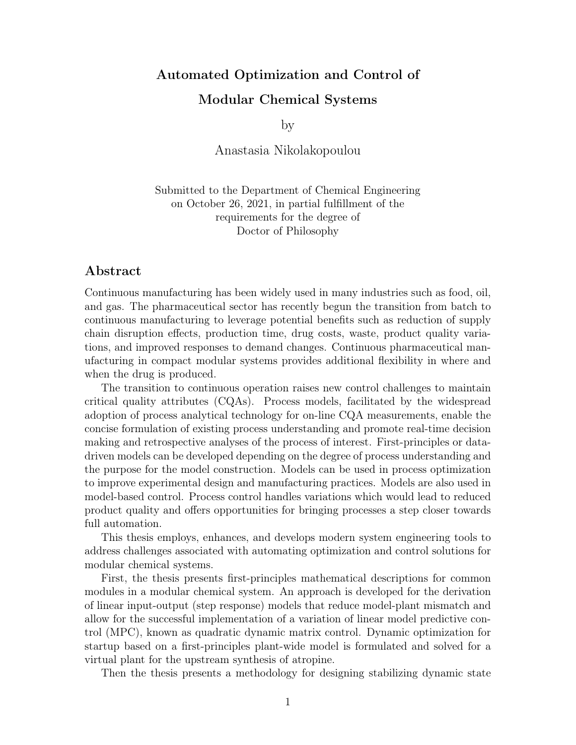# Automated Optimization and Control of Modular Chemical Systems

by

Anastasia Nikolakopoulou

Submitted to the Department of Chemical Engineering
on October 26, 2021, in partial fulfillment of the
requirements for the degree of
Doctor of Philosophy

## Abstract

Continuous manufacturing has been widely used in many industries such as food, oil, and gas. The pharmaceutical sector has recently begun the transition from batch to continuous manufacturing to leverage potential benefits such as reduction of supply chain disruption effects, production time, drug costs, waste, product quality variations, and improved responses to demand changes. Continuous pharmaceutical manufacturing in compact modular systems provides additional flexibility in where and when the drug is produced.

The transition to continuous operation raises new control challenges to maintain critical quality attributes (CQAs). Process models, facilitated by the widespread adoption of process analytical technology for on-line CQA measurements, enable the concise formulation of existing process understanding and promote real-time decision making and retrospective analyses of the process of interest. First-principles or data-driven models can be developed depending on the degree of process understanding and the purpose for the model construction. Models can be used in process optimization to improve experimental design and manufacturing practices. Models are also used in model-based control. Process control handles variations which would lead to reduced product quality and offers opportunities for bringing processes a step closer towards full automation.

This thesis employs, enhances, and develops modern system engineering tools to address challenges associated with automating optimization and control solutions for modular chemical systems.

First, the thesis presents first-principles mathematical descriptions for common modules in a modular chemical system. An approach is developed for the derivation of linear input-output (step response) models that reduce model-plant mismatch and allow for the successful implementation of a variation of linear model predictive control (MPC), known as quadratic dynamic matrix control. Dynamic optimization for startup based on a first-principles plant-wide model is formulated and solved for a virtual plant for the upstream synthesis of atropine.

Then the thesis presents a methodology for designing stabilizing dynamic state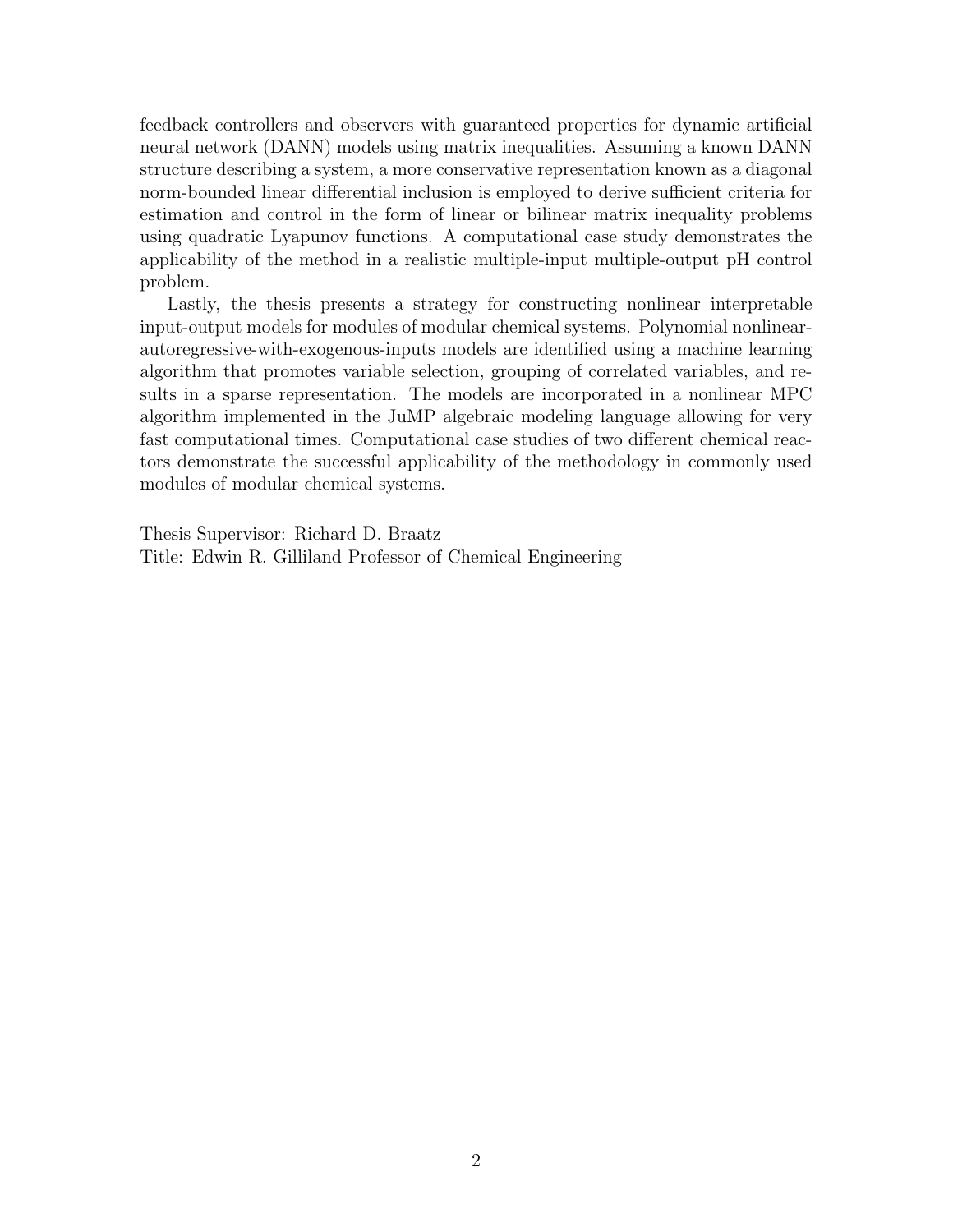feedback controllers and observers with guaranteed properties for dynamic artificial neural network (DANN) models using matrix inequalities. Assuming a known DANN structure describing a system, a more conservative representation known as a diagonal norm-bounded linear differential inclusion is employed to derive sufficient criteria for estimation and control in the form of linear or bilinear matrix inequality problems using quadratic Lyapunov functions. A computational case study demonstrates the applicability of the method in a realistic multiple-input multiple-output pH control problem.

Lastly, the thesis presents a strategy for constructing nonlinear interpretable input-output models for modules of modular chemical systems. Polynomial nonlinear-autoregressive-with-exogenous-inputs models are identified using a machine learning algorithm that promotes variable selection, grouping of correlated variables, and results in a sparse representation. The models are incorporated in a nonlinear MPC algorithm implemented in the JuMP algebraic modeling language allowing for very fast computational times. Computational case studies of two different chemical reactors demonstrate the successful applicability of the methodology in commonly used modules of modular chemical systems.

Thesis Supervisor: Richard D. Braatz
Title: Edwin R. Gilliland Professor of Chemical Engineering